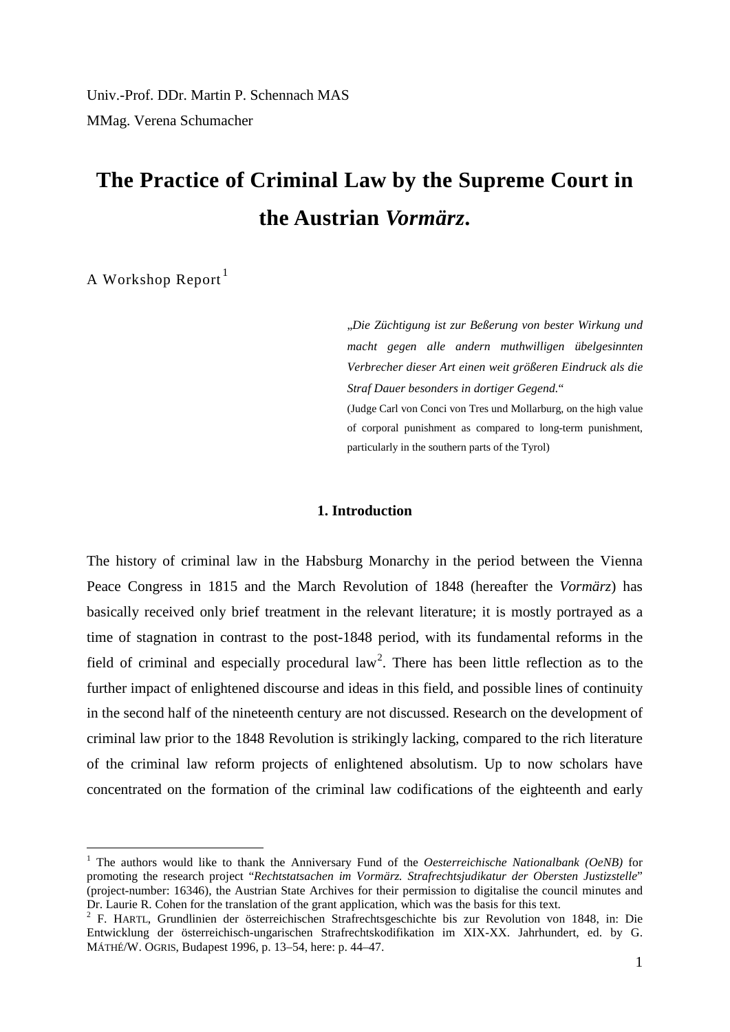Univ.-Prof. DDr. Martin P. Schennach MAS

MMag. Verena Schumacher

# The Practice of Criminal Law by the Supreme Court in the Austrian *Vormärz*.

A Workshop Report[1]

> *„Die Züchtigung ist zur Beßerung von bester Wirkung und macht gegen alle andern muthwilligen übelgesinnten Verbrecher dieser Art einen weit größeren Eindruck als die Straf Dauer besonders in dortiger Gegend.*“
>
> (Judge Carl von Conci von Tres und Mollarburg, on the high value of corporal punishment as compared to long-term punishment, particularly in the southern parts of the Tyrol)

## 1. Introduction

The history of criminal law in the Habsburg Monarchy in the period between the Vienna Peace Congress in 1815 and the March Revolution of 1848 (hereafter the *Vormärz*) has basically received only brief treatment in the relevant literature; it is mostly portrayed as a time of stagnation in contrast to the post-1848 period, with its fundamental reforms in the field of criminal and especially procedural law[2]. There has been little reflection as to the further impact of enlightened discourse and ideas in this field, and possible lines of continuity in the second half of the nineteenth century are not discussed. Research on the development of criminal law prior to the 1848 Revolution is strikingly lacking, compared to the rich literature of the criminal law reform projects of enlightened absolutism. Up to now scholars have concentrated on the formation of the criminal law codifications of the eighteenth and early

---

[1] The authors would like to thank the Anniversary Fund of the *Oesterreichische Nationalbank (OeNB)* for promoting the research project "*Rechtstatsachen im Vormärz. Strafrechtsjudikatur der Obersten Justizstelle*" (project-number: 16346), the Austrian State Archives for their permission to digitalise the council minutes and Dr. Laurie R. Cohen for the translation of the grant application, which was the basis for this text.

[2] F. HARTL, Grundlinien der österreichischen Strafrechtsgeschichte bis zur Revolution von 1848, in: Die Entwicklung der österreichisch-ungarischen Strafrechtskodifikation im XIX-XX. Jahrhundert, ed. by G. MÁTHÉ/W. OGRIS, Budapest 1996, p. 13–54, here: p. 44–47.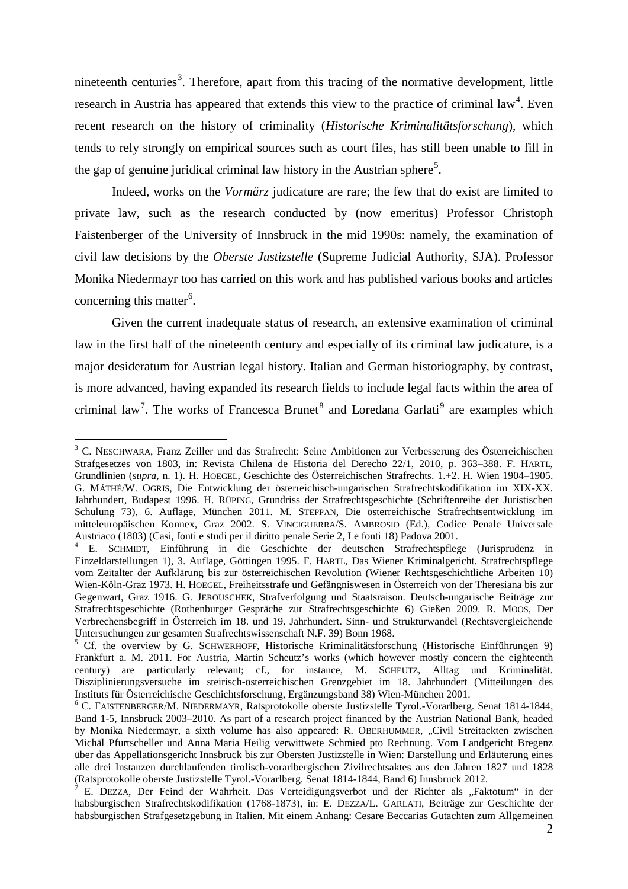nineteenth centuries[3]. Therefore, apart from this tracing of the normative development, little research in Austria has appeared that extends this view to the practice of criminal law[4]. Even recent research on the history of criminality (*Historische Kriminalitätsforschung*), which tends to rely strongly on empirical sources such as court files, has still been unable to fill in the gap of genuine juridical criminal law history in the Austrian sphere[5].

Indeed, works on the *Vormärz* judicature are rare; the few that do exist are limited to private law, such as the research conducted by (now emeritus) Professor Christoph Faistenberger of the University of Innsbruck in the mid 1990s: namely, the examination of civil law decisions by the *Oberste Justizstelle* (Supreme Judicial Authority, SJA). Professor Monika Niedermayr too has carried on this work and has published various books and articles concerning this matter[6].

Given the current inadequate status of research, an extensive examination of criminal law in the first half of the nineteenth century and especially of its criminal law judicature, is a major desideratum for Austrian legal history. Italian and German historiography, by contrast, is more advanced, having expanded its research fields to include legal facts within the area of criminal law[7]. The works of Francesca Brunet[8] and Loredana Garlati[9] are examples which

---

[3] C. NESCHWARA, Franz Zeiller und das Strafrecht: Seine Ambitionen zur Verbesserung des Österreichischen Strafgesetzes von 1803, in: Revista Chilena de Historia del Derecho 22/1, 2010, p. 363–388. F. HARTL, Grundlinien (*supra*, n. 1). H. HOEGEL, Geschichte des Österreichischen Strafrechts. 1.+2. H. Wien 1904–1905. G. MÁTHÉ/W. OGRIS, Die Entwicklung der österreichisch-ungarischen Strafrechtskodifikation im XIX-XX. Jahrhundert, Budapest 1996. H. RÜPING, Grundriss der Strafrechtsgeschichte (Schriftenreihe der Juristischen Schulung 73), 6. Auflage, München 2011. M. STEPPAN, Die österreichische Strafrechtsentwicklung im mitteleuropäischen Konnex, Graz 2002. S. VINCIGUERRA/S. AMBROSIO (Ed.), Codice Penale Universale Austriaco (1803) (Casi, fonti e studi per il diritto penale Serie 2, Le fonti 18) Padova 2001.

[4] E. SCHMIDT, Einführung in die Geschichte der deutschen Strafrechtspflege (Jurisprudenz in Einzeldarstellungen 1), 3. Auflage, Göttingen 1995. F. HARTL, Das Wiener Kriminalgericht. Strafrechtspflege vom Zeitalter der Aufklärung bis zur österreichischen Revolution (Wiener Rechtsgeschichtliche Arbeiten 10) Wien-Köln-Graz 1973. H. HOEGEL, Freiheitsstrafe und Gefängniswesen in Österreich von der Theresiana bis zur Gegenwart, Graz 1916. G. JEROUSCHEK, Strafverfolgung und Staatsraison. Deutsch-ungarische Beiträge zur Strafrechtsgeschichte (Rothenburger Gespräche zur Strafrechtsgeschichte 6) Gießen 2009. R. MOOS, Der Verbrechensbegriff in Österreich im 18. und 19. Jahrhundert. Sinn- und Strukturwandel (Rechtsvergleichende Untersuchungen zur gesamten Strafrechtswissenschaft N.F. 39) Bonn 1968.

[5] Cf. the overview by G. SCHWERHOFF, Historische Kriminalitätsforschung (Historische Einführungen 9) Frankfurt a. M. 2011. For Austria, Martin Scheutz's works (which however mostly concern the eighteenth century) are particularly relevant; cf., for instance, M. SCHEUTZ, Alltag und Kriminalität. Disziplinierungsversuche im steirisch-österreichischen Grenzgebiet im 18. Jahrhundert (Mitteilungen des Instituts für Österreichische Geschichtsforschung, Ergänzungsband 38) Wien-München 2001.

[6] C. FAISTENBERGER/M. NIEDERMAYR, Ratsprotokolle oberste Justizstelle Tyrol.-Vorarlberg. Senat 1814-1844, Band 1-5, Innsbruck 2003–2010. As part of a research project financed by the Austrian National Bank, headed by Monika Niedermayr, a sixth volume has also appeared: R. OBERHUMMER, „Civil Streitackten zwischen Michäl Pfurtscheller und Anna Maria Heilig verwittwete Schmied pto Rechnung. Vom Landgericht Bregenz über das Appellationsgericht Innsbruck bis zur Obersten Justizstelle in Wien: Darstellung und Erläuterung eines alle drei Instanzen durchlaufenden tirolisch-vorarlbergischen Zivilrechtsaktes aus den Jahren 1827 und 1828 (Ratsprotokolle oberste Justizstelle Tyrol.-Vorarlberg. Senat 1814-1844, Band 6) Innsbruck 2012.

[7] E. DEZZA, Der Feind der Wahrheit. Das Verteidigungsverbot und der Richter als „Faktotum" in der habsburgischen Strafrechtskodifikation (1768-1873), in: E. DEZZA/L. GARLATI, Beiträge zur Geschichte der habsburgischen Strafgesetzgebung in Italien. Mit einem Anhang: Cesare Beccarias Gutachten zum Allgemeinen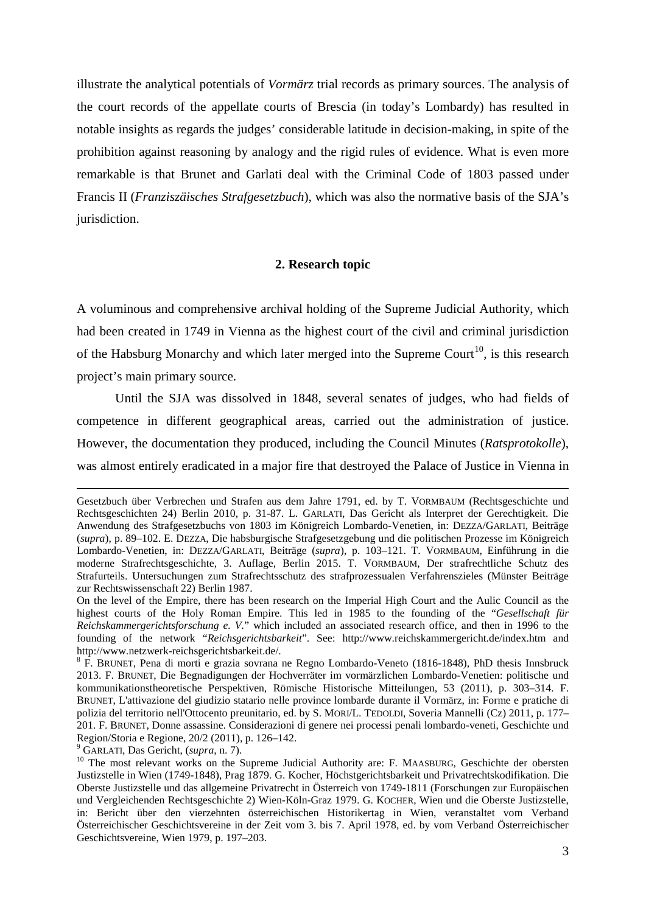illustrate the analytical potentials of *Vormärz* trial records as primary sources. The analysis of the court records of the appellate courts of Brescia (in today's Lombardy) has resulted in notable insights as regards the judges' considerable latitude in decision-making, in spite of the prohibition against reasoning by analogy and the rigid rules of evidence. What is even more remarkable is that Brunet and Garlati deal with the Criminal Code of 1803 passed under Francis II (*Franziszäisches Strafgesetzbuch*), which was also the normative basis of the SJA's jurisdiction.

## 2. Research topic

A voluminous and comprehensive archival holding of the Supreme Judicial Authority, which had been created in 1749 in Vienna as the highest court of the civil and criminal jurisdiction of the Habsburg Monarchy and which later merged into the Supreme Court[10], is this research project's main primary source.

Until the SJA was dissolved in 1848, several senates of judges, who had fields of competence in different geographical areas, carried out the administration of justice. However, the documentation they produced, including the Council Minutes (*Ratsprotokolle*), was almost entirely eradicated in a major fire that destroyed the Palace of Justice in Vienna in

---

Gesetzbuch über Verbrechen und Strafen aus dem Jahre 1791, ed. by T. VORMBAUM (Rechtsgeschichte und Rechtsgeschichten 24) Berlin 2010, p. 31-87. L. GARLATI, Das Gericht als Interpret der Gerechtigkeit. Die Anwendung des Strafgesetzbuchs von 1803 im Königreich Lombardo-Venetien, in: DEZZA/GARLATI, Beiträge (*supra*), p. 89–102. E. DEZZA, Die habsburgische Strafgesetzgebung und die politischen Prozesse im Königreich Lombardo-Venetien, in: DEZZA/GARLATI, Beiträge (*supra*), p. 103–121. T. VORMBAUM, Einführung in die moderne Strafrechtsgeschichte, 3. Auflage, Berlin 2015. T. VORMBAUM, Der strafrechtliche Schutz des Strafurteils. Untersuchungen zum Strafrechtsschutz des strafprozessualen Verfahrenszieles (Münster Beiträge zur Rechtswissenschaft 22) Berlin 1987.

On the level of the Empire, there has been research on the Imperial High Court and the Aulic Council as the highest courts of the Holy Roman Empire. This led in 1985 to the founding of the "*Gesellschaft für Reichskammergerichtsforschung e. V.*" which included an associated research office, and then in 1996 to the founding of the network "*Reichsgerichtsbarkeit*". See: http://www.reichskammergericht.de/index.htm and http://www.netzwerk-reichsgerichtsbarkeit.de/.

[8] F. BRUNET, Pena di morti e grazia sovrana ne Regno Lombardo-Veneto (1816-1848), PhD thesis Innsbruck 2013. F. BRUNET, Die Begnadigungen der Hochverräter im vormärzlichen Lombardo-Venetien: politische und kommunikationstheoretische Perspektiven, Römische Historische Mitteilungen, 53 (2011), p. 303–314. F. BRUNET, L'attivazione del giudizio statario nelle province lombarde durante il Vormärz, in: Forme e pratiche di polizia del territorio nell'Ottocento preunitario, ed. by S. MORI/L. TEDOLDI, Soveria Mannelli (Cz) 2011, p. 177–201. F. BRUNET, Donne assassine. Considerazioni di genere nei processi penali lombardo-veneti, Geschichte und Region/Storia e Regione, 20/2 (2011), p. 126–142.

[9] GARLATI, Das Gericht, (*supra*, n. 7).

[10] The most relevant works on the Supreme Judicial Authority are: F. MAASBURG, Geschichte der obersten Justizstelle in Wien (1749-1848), Prag 1879. G. Kocher, Höchstgerichtsbarkeit und Privatrechtskodifikation. Die Oberste Justizstelle und das allgemeine Privatrecht in Österreich von 1749-1811 (Forschungen zur Europäischen und Vergleichenden Rechtsgeschichte 2) Wien-Köln-Graz 1979. G. KOCHER, Wien und die Oberste Justizstelle, in: Bericht über den vierzehnten österreichischen Historikertag in Wien, veranstaltet vom Verband Österreichischer Geschichtsvereine in der Zeit vom 3. bis 7. April 1978, ed. by vom Verband Österreichischer Geschichtsvereine, Wien 1979, p. 197–203.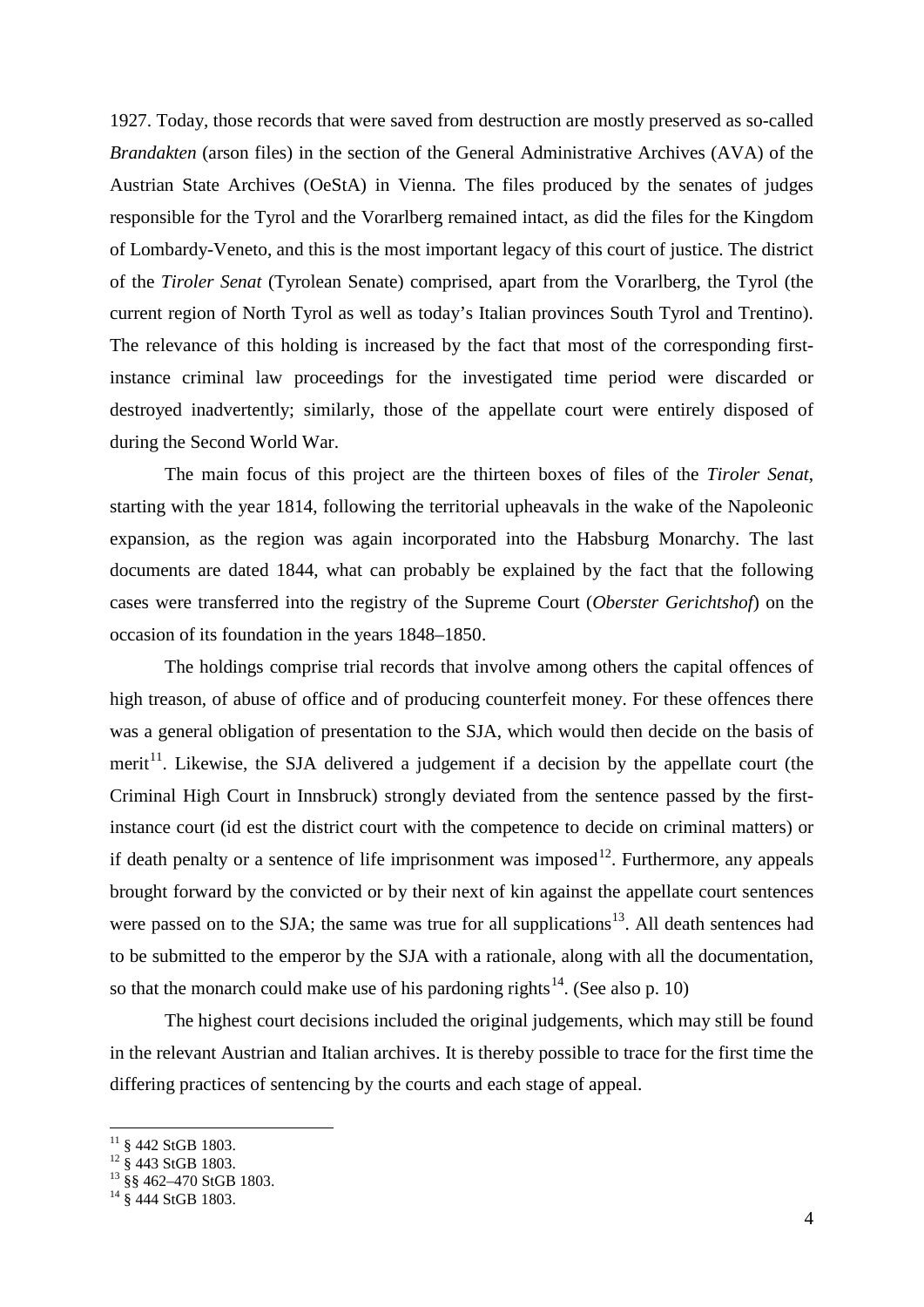1927. Today, those records that were saved from destruction are mostly preserved as so-called *Brandakten* (arson files) in the section of the General Administrative Archives (AVA) of the Austrian State Archives (OeStA) in Vienna. The files produced by the senates of judges responsible for the Tyrol and the Vorarlberg remained intact, as did the files for the Kingdom of Lombardy-Veneto, and this is the most important legacy of this court of justice. The district of the *Tiroler Senat* (Tyrolean Senate) comprised, apart from the Vorarlberg, the Tyrol (the current region of North Tyrol as well as today's Italian provinces South Tyrol and Trentino). The relevance of this holding is increased by the fact that most of the corresponding first-instance criminal law proceedings for the investigated time period were discarded or destroyed inadvertently; similarly, those of the appellate court were entirely disposed of during the Second World War.

The main focus of this project are the thirteen boxes of files of the *Tiroler Senat*, starting with the year 1814, following the territorial upheavals in the wake of the Napoleonic expansion, as the region was again incorporated into the Habsburg Monarchy. The last documents are dated 1844, what can probably be explained by the fact that the following cases were transferred into the registry of the Supreme Court (*Oberster Gerichtshof*) on the occasion of its foundation in the years 1848–1850.

The holdings comprise trial records that involve among others the capital offences of high treason, of abuse of office and of producing counterfeit money. For these offences there was a general obligation of presentation to the SJA, which would then decide on the basis of merit[11]. Likewise, the SJA delivered a judgement if a decision by the appellate court (the Criminal High Court in Innsbruck) strongly deviated from the sentence passed by the first-instance court (id est the district court with the competence to decide on criminal matters) or if death penalty or a sentence of life imprisonment was imposed[12]. Furthermore, any appeals brought forward by the convicted or by their next of kin against the appellate court sentences were passed on to the SJA; the same was true for all supplications[13]. All death sentences had to be submitted to the emperor by the SJA with a rationale, along with all the documentation, so that the monarch could make use of his pardoning rights[14]. (See also p. 10)

The highest court decisions included the original judgements, which may still be found in the relevant Austrian and Italian archives. It is thereby possible to trace for the first time the differing practices of sentencing by the courts and each stage of appeal.

---

[11] § 442 StGB 1803.

[12] § 443 StGB 1803.

[13] §§ 462–470 StGB 1803.

[14] § 444 StGB 1803.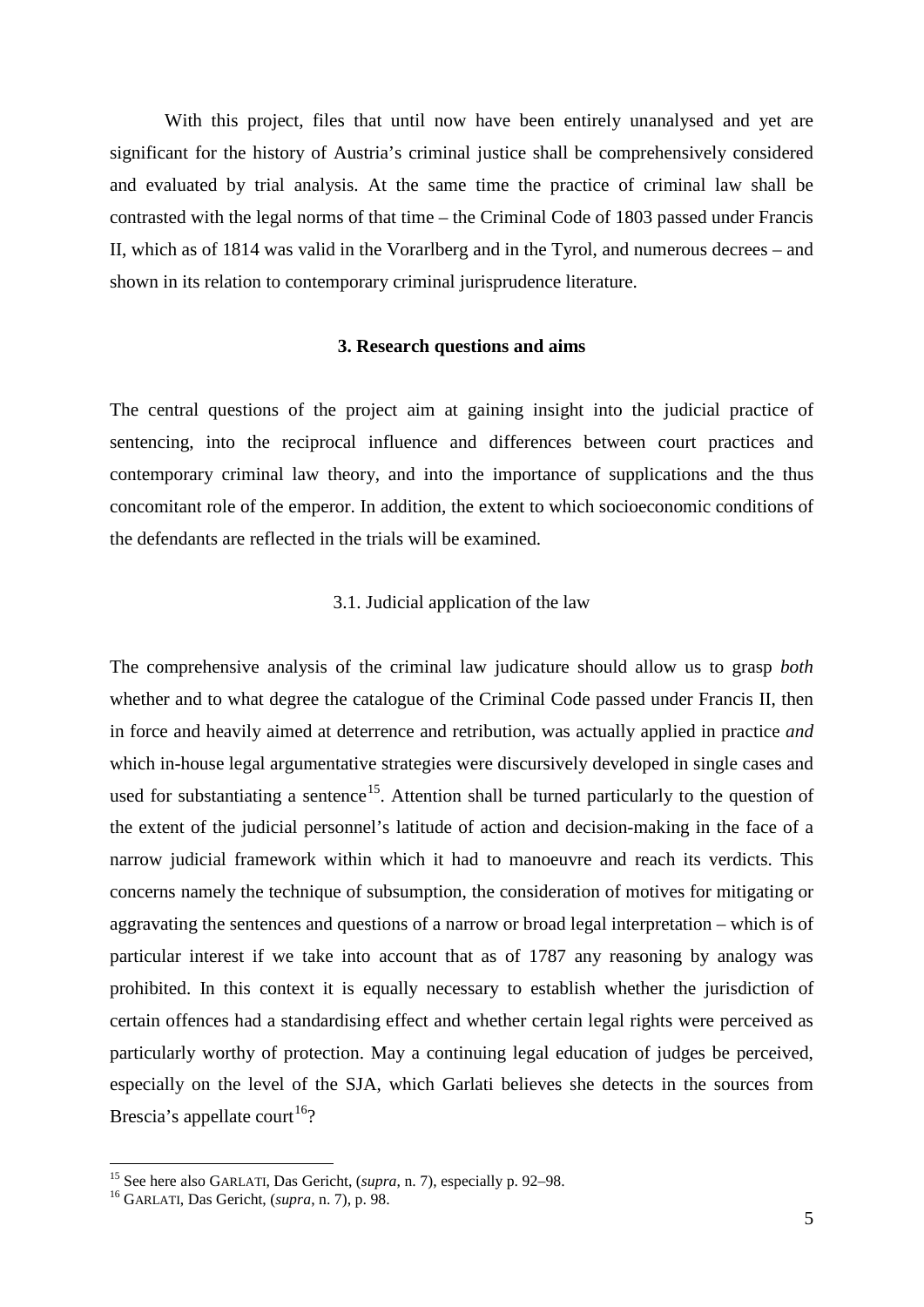With this project, files that until now have been entirely unanalysed and yet are significant for the history of Austria's criminal justice shall be comprehensively considered and evaluated by trial analysis. At the same time the practice of criminal law shall be contrasted with the legal norms of that time – the Criminal Code of 1803 passed under Francis II, which as of 1814 was valid in the Vorarlberg and in the Tyrol, and numerous decrees – and shown in its relation to contemporary criminal jurisprudence literature.

## 3. Research questions and aims

The central questions of the project aim at gaining insight into the judicial practice of sentencing, into the reciprocal influence and differences between court practices and contemporary criminal law theory, and into the importance of supplications and the thus concomitant role of the emperor. In addition, the extent to which socioeconomic conditions of the defendants are reflected in the trials will be examined.

### 3.1. Judicial application of the law

The comprehensive analysis of the criminal law judicature should allow us to grasp *both* whether and to what degree the catalogue of the Criminal Code passed under Francis II, then in force and heavily aimed at deterrence and retribution, was actually applied in practice *and* which in-house legal argumentative strategies were discursively developed in single cases and used for substantiating a sentence[15]. Attention shall be turned particularly to the question of the extent of the judicial personnel's latitude of action and decision-making in the face of a narrow judicial framework within which it had to manoeuvre and reach its verdicts. This concerns namely the technique of subsumption, the consideration of motives for mitigating or aggravating the sentences and questions of a narrow or broad legal interpretation – which is of particular interest if we take into account that as of 1787 any reasoning by analogy was prohibited. In this context it is equally necessary to establish whether the jurisdiction of certain offences had a standardising effect and whether certain legal rights were perceived as particularly worthy of protection. May a continuing legal education of judges be perceived, especially on the level of the SJA, which Garlati believes she detects in the sources from Brescia's appellate court[16]?

[15] See here also GARLATI, Das Gericht, (*supra*, n. 7), especially p. 92–98.

[16] GARLATI, Das Gericht, (*supra*, n. 7), p. 98.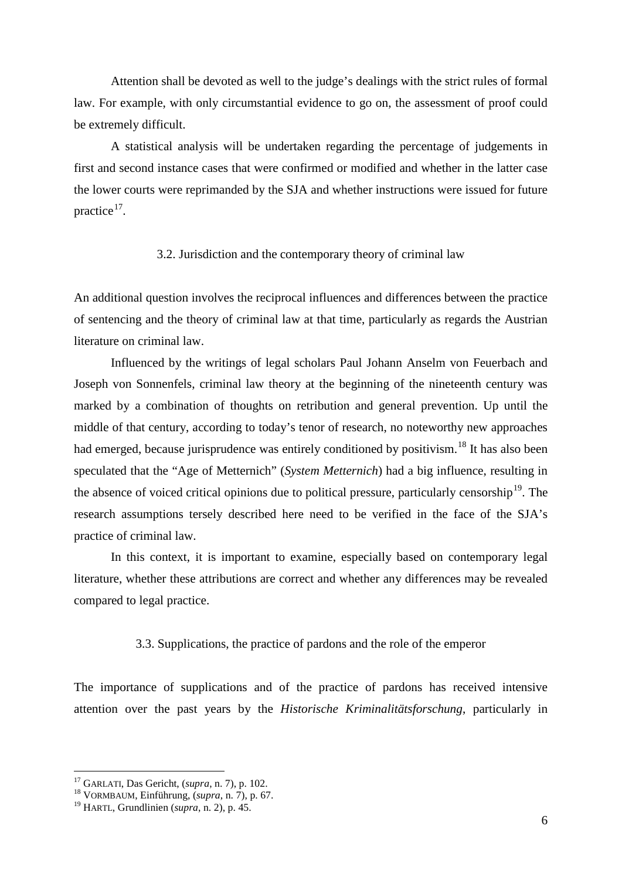Attention shall be devoted as well to the judge's dealings with the strict rules of formal law. For example, with only circumstantial evidence to go on, the assessment of proof could be extremely difficult.

A statistical analysis will be undertaken regarding the percentage of judgements in first and second instance cases that were confirmed or modified and whether in the latter case the lower courts were reprimanded by the SJA and whether instructions were issued for future practice[17].

### 3.2. Jurisdiction and the contemporary theory of criminal law

An additional question involves the reciprocal influences and differences between the practice of sentencing and the theory of criminal law at that time, particularly as regards the Austrian literature on criminal law.

Influenced by the writings of legal scholars Paul Johann Anselm von Feuerbach and Joseph von Sonnenfels, criminal law theory at the beginning of the nineteenth century was marked by a combination of thoughts on retribution and general prevention. Up until the middle of that century, according to today's tenor of research, no noteworthy new approaches had emerged, because jurisprudence was entirely conditioned by positivism.[18] It has also been speculated that the "Age of Metternich" (*System Metternich*) had a big influence, resulting in the absence of voiced critical opinions due to political pressure, particularly censorship[19]. The research assumptions tersely described here need to be verified in the face of the SJA's practice of criminal law.

In this context, it is important to examine, especially based on contemporary legal literature, whether these attributions are correct and whether any differences may be revealed compared to legal practice.

### 3.3. Supplications, the practice of pardons and the role of the emperor

The importance of supplications and of the practice of pardons has received intensive attention over the past years by the *Historische Kriminalitätsforschung*, particularly in

---

[17] GARLATI, Das Gericht, (*supra*, n. 7), p. 102.

[18] VORMBAUM, Einführung, (*supra*, n. 7), p. 67.

[19] HARTL, Grundlinien (*supra*, n. 2), p. 45.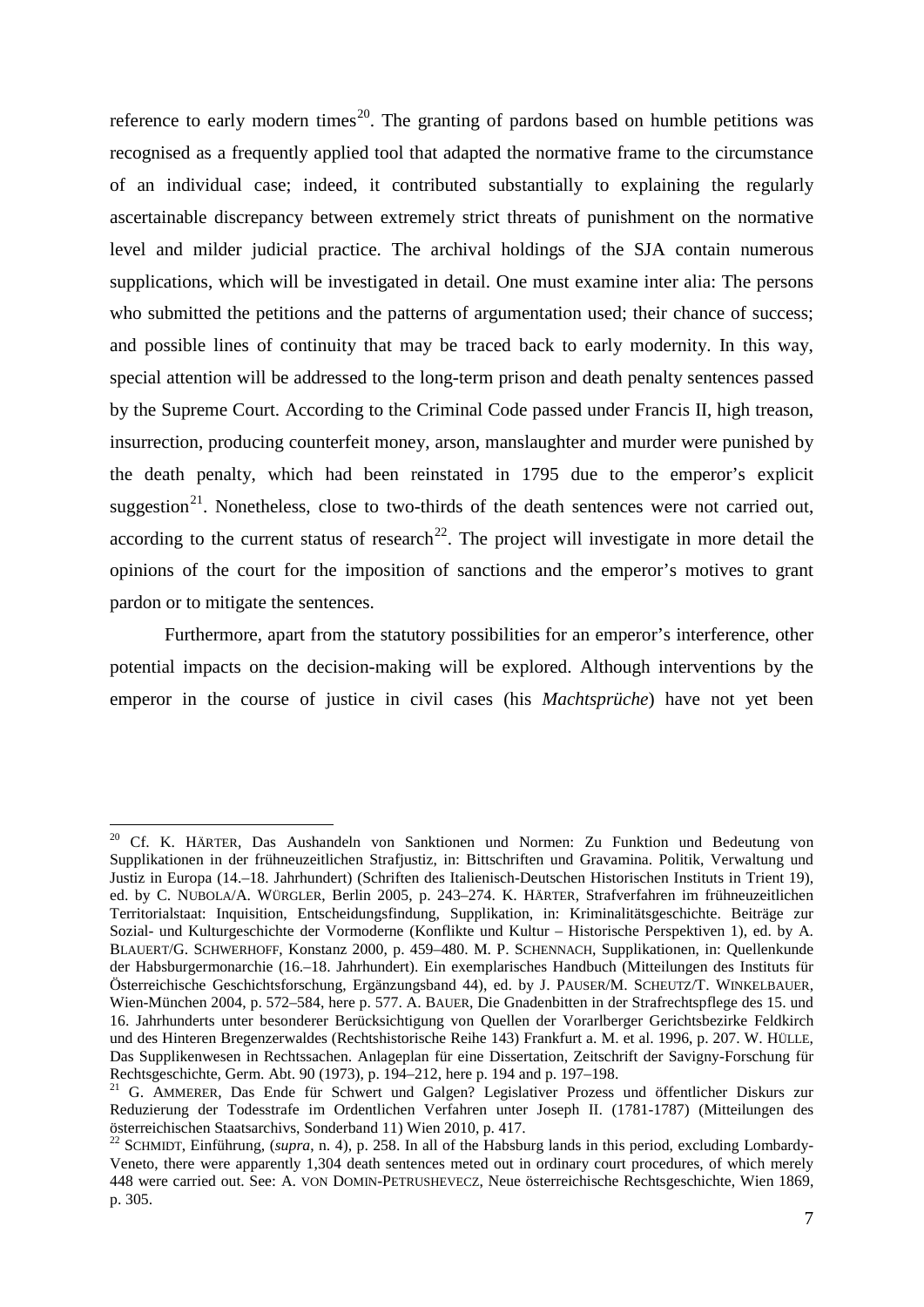reference to early modern times[20]. The granting of pardons based on humble petitions was recognised as a frequently applied tool that adapted the normative frame to the circumstance of an individual case; indeed, it contributed substantially to explaining the regularly ascertainable discrepancy between extremely strict threats of punishment on the normative level and milder judicial practice. The archival holdings of the SJA contain numerous supplications, which will be investigated in detail. One must examine inter alia: The persons who submitted the petitions and the patterns of argumentation used; their chance of success; and possible lines of continuity that may be traced back to early modernity. In this way, special attention will be addressed to the long-term prison and death penalty sentences passed by the Supreme Court. According to the Criminal Code passed under Francis II, high treason, insurrection, producing counterfeit money, arson, manslaughter and murder were punished by the death penalty, which had been reinstated in 1795 due to the emperor's explicit suggestion[21]. Nonetheless, close to two-thirds of the death sentences were not carried out, according to the current status of research[22]. The project will investigate in more detail the opinions of the court for the imposition of sanctions and the emperor's motives to grant pardon or to mitigate the sentences.

Furthermore, apart from the statutory possibilities for an emperor's interference, other potential impacts on the decision-making will be explored. Although interventions by the emperor in the course of justice in civil cases (his *Machtsprüche*) have not yet been

---

[20] Cf. K. HÄRTER, Das Aushandeln von Sanktionen und Normen: Zu Funktion und Bedeutung von Supplikationen in der frühneuzeitlichen Strafjustiz, in: Bittschriften und Gravamina. Politik, Verwaltung und Justiz in Europa (14.–18. Jahrhundert) (Schriften des Italienisch-Deutschen Historischen Instituts in Trient 19), ed. by C. NUBOLA/A. WÜRGLER, Berlin 2005, p. 243–274. K. HÄRTER, Strafverfahren im frühneuzeitlichen Territorialstaat: Inquisition, Entscheidungsfindung, Supplikation, in: Kriminalitätsgeschichte. Beiträge zur Sozial- und Kulturgeschichte der Vormoderne (Konflikte und Kultur – Historische Perspektiven 1), ed. by A. BLAUERT/G. SCHWERHOFF, Konstanz 2000, p. 459–480. M. P. SCHENNACH, Supplikationen, in: Quellenkunde der Habsburgermonarchie (16.–18. Jahrhundert). Ein exemplarisches Handbuch (Mitteilungen des Instituts für Österreichische Geschichtsforschung, Ergänzungsband 44), ed. by J. PAUSER/M. SCHEUTZ/T. WINKELBAUER, Wien-München 2004, p. 572–584, here p. 577. A. BAUER, Die Gnadenbitten in der Strafrechtspflege des 15. und 16. Jahrhunderts unter besonderer Berücksichtigung von Quellen der Vorarlberger Gerichtsbezirke Feldkirch und des Hinteren Bregenzerwaldes (Rechtshistorische Reihe 143) Frankfurt a. M. et al. 1996, p. 207. W. HÜLLE, Das Supplikenwesen in Rechtssachen. Anlageplan für eine Dissertation, Zeitschrift der Savigny-Forschung für Rechtsgeschichte, Germ. Abt. 90 (1973), p. 194–212, here p. 194 and p. 197–198.

[21] G. AMMERER, Das Ende für Schwert und Galgen? Legislativer Prozess und öffentlicher Diskurs zur Reduzierung der Todesstrafe im Ordentlichen Verfahren unter Joseph II. (1781-1787) (Mitteilungen des österreichischen Staatsarchivs, Sonderband 11) Wien 2010, p. 417.

[22] SCHMIDT, Einführung, (*supra*, n. 4), p. 258. In all of the Habsburg lands in this period, excluding Lombardy-Veneto, there were apparently 1,304 death sentences meted out in ordinary court procedures, of which merely 448 were carried out. See: A. VON DOMIN-PETRUSHEVECZ, Neue österreichische Rechtsgeschichte, Wien 1869, p. 305.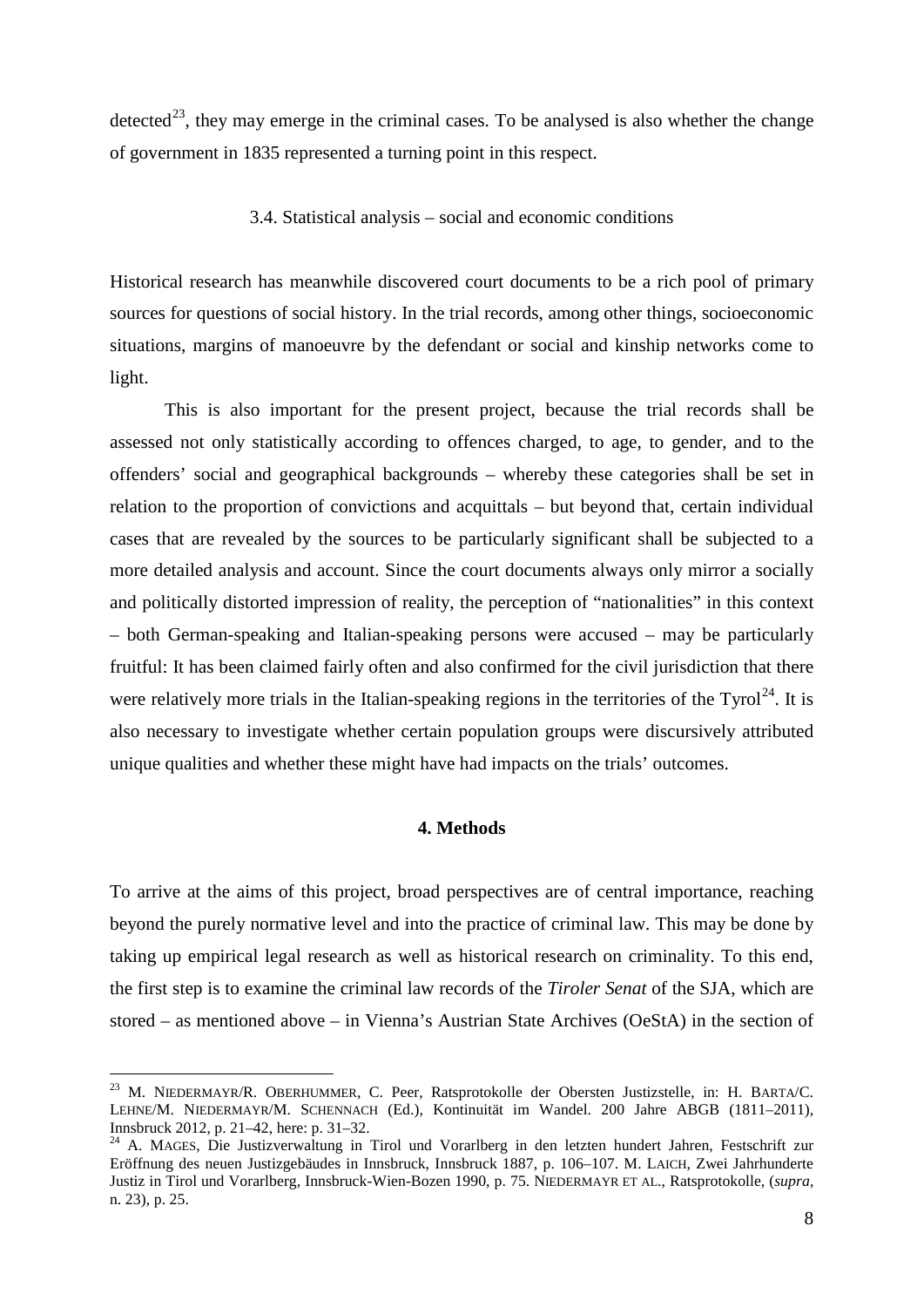detected[23], they may emerge in the criminal cases. To be analysed is also whether the change of government in 1835 represented a turning point in this respect.

### 3.4. Statistical analysis – social and economic conditions

Historical research has meanwhile discovered court documents to be a rich pool of primary sources for questions of social history. In the trial records, among other things, socioeconomic situations, margins of manoeuvre by the defendant or social and kinship networks come to light.

This is also important for the present project, because the trial records shall be assessed not only statistically according to offences charged, to age, to gender, and to the offenders' social and geographical backgrounds – whereby these categories shall be set in relation to the proportion of convictions and acquittals – but beyond that, certain individual cases that are revealed by the sources to be particularly significant shall be subjected to a more detailed analysis and account. Since the court documents always only mirror a socially and politically distorted impression of reality, the perception of "nationalities" in this context – both German-speaking and Italian-speaking persons were accused – may be particularly fruitful: It has been claimed fairly often and also confirmed for the civil jurisdiction that there were relatively more trials in the Italian-speaking regions in the territories of the Tyrol[24]. It is also necessary to investigate whether certain population groups were discursively attributed unique qualities and whether these might have had impacts on the trials' outcomes.

## 4. Methods

To arrive at the aims of this project, broad perspectives are of central importance, reaching beyond the purely normative level and into the practice of criminal law. This may be done by taking up empirical legal research as well as historical research on criminality. To this end, the first step is to examine the criminal law records of the *Tiroler Senat* of the SJA, which are stored – as mentioned above – in Vienna's Austrian State Archives (OeStA) in the section of

---

[23] M. Niedermayr/R. Oberhummer, C. Peer, Ratsprotokolle der Obersten Justizstelle, in: H. Barta/C. Lehne/M. Niedermayr/M. Schennach (Ed.), Kontinuität im Wandel. 200 Jahre ABGB (1811–2011), Innsbruck 2012, p. 21–42, here: p. 31–32.

[24] A. Mages, Die Justizverwaltung in Tirol und Vorarlberg in den letzten hundert Jahren, Festschrift zur Eröffnung des neuen Justizgebäudes in Innsbruck, Innsbruck 1887, p. 106–107. M. Laich, Zwei Jahrhunderte Justiz in Tirol und Vorarlberg, Innsbruck-Wien-Bozen 1990, p. 75. Niedermayr et al., Ratsprotokolle, (*supra*, n. 23), p. 25.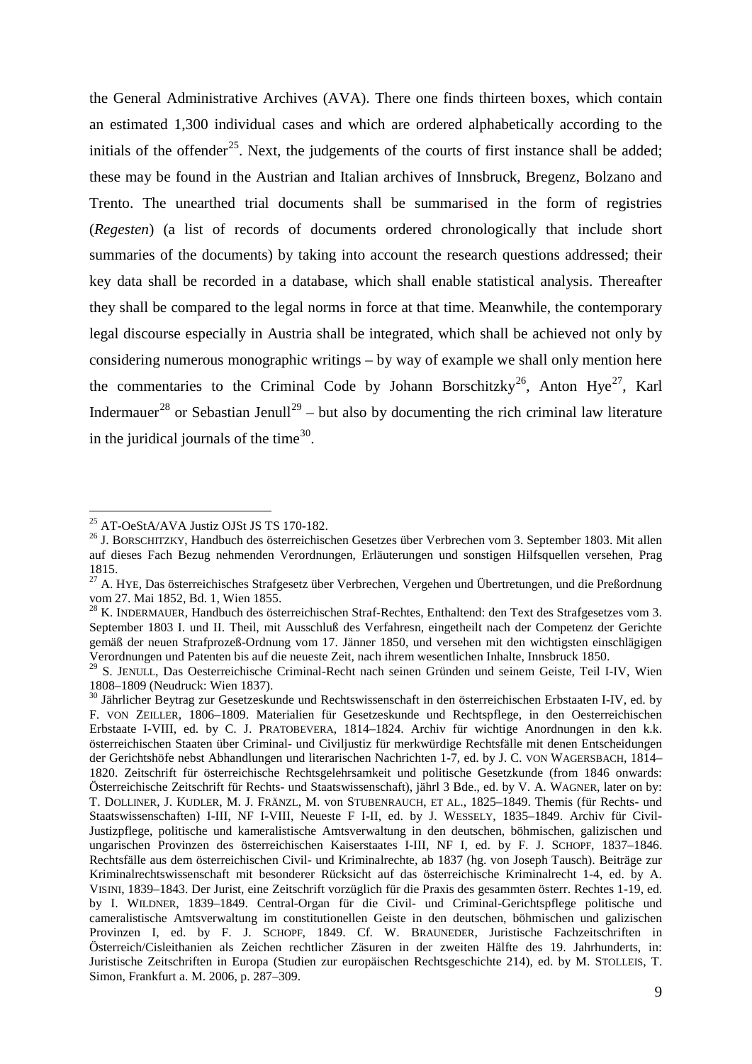the General Administrative Archives (AVA). There one finds thirteen boxes, which contain an estimated 1,300 individual cases and which are ordered alphabetically according to the initials of the offender[25]. Next, the judgements of the courts of first instance shall be added; these may be found in the Austrian and Italian archives of Innsbruck, Bregenz, Bolzano and Trento. The unearthed trial documents shall be summarised in the form of registries (*Regesten*) (a list of records of documents ordered chronologically that include short summaries of the documents) by taking into account the research questions addressed; their key data shall be recorded in a database, which shall enable statistical analysis. Thereafter they shall be compared to the legal norms in force at that time. Meanwhile, the contemporary legal discourse especially in Austria shall be integrated, which shall be achieved not only by considering numerous monographic writings – by way of example we shall only mention here the commentaries to the Criminal Code by Johann Borschitzky[26], Anton Hye[27], Karl Indermauer[28] or Sebastian Jenull[29] – but also by documenting the rich criminal law literature in the juridical journals of the time[30].

---

[25] AT-OeStA/AVA Justiz OJSt JS TS 170-182.

[26] J. Borschitzky, Handbuch des österreichischen Gesetzes über Verbrechen vom 3. September 1803. Mit allen auf dieses Fach Bezug nehmenden Verordnungen, Erläuterungen und sonstigen Hilfsquellen versehen, Prag 1815.

[27] A. Hye, Das österreichisches Strafgesetz über Verbrechen, Vergehen und Übertretungen, und die Preßordnung vom 27. Mai 1852, Bd. 1, Wien 1855.

[28] K. Indermauer, Handbuch des österreichischen Straf-Rechtes, Enthaltend: den Text des Strafgesetzes vom 3. September 1803 I. und II. Theil, mit Ausschluß des Verfahresn, eingetheilt nach der Competenz der Gerichte gemäß der neuen Strafprozeß-Ordnung vom 17. Jänner 1850, und versehen mit den wichtigsten einschlägigen Verordnungen und Patenten bis auf die neueste Zeit, nach ihrem wesentlichen Inhalte, Innsbruck 1850.

[29] S. Jenull, Das Oesterreichische Criminal-Recht nach seinen Gründen und seinem Geiste, Teil I-IV, Wien 1808–1809 (Neudruck: Wien 1837).

[30] Jährlicher Beytrag zur Gesetzeskunde und Rechtswissenschaft in den österreichischen Erbstaaten I-IV, ed. by F. von Zeiller, 1806–1809. Materialien für Gesetzeskunde und Rechtspflege, in den Oesterreichischen Erbstaate I-VIII, ed. by C. J. Pratobevera, 1814–1824. Archiv für wichtige Anordnungen in den k.k. österreichischen Staaten über Criminal- und Civiljustiz für merkwürdige Rechtsfälle mit denen Entscheidungen der Gerichtshöfe nebst Abhandlungen und literarischen Nachrichten 1-7, ed. by J. C. von Wagersbach, 1814–1820. Zeitschrift für österreichische Rechtsgelehrsamkeit und politische Gesetzkunde (from 1846 onwards: Österreichische Zeitschrift für Rechts- und Staatswissenschaft), jährl 3 Bde., ed. by V. A. Wagner, later on by: T. Dolliner, J. Kudler, M. J. Fränzl, M. von Stubenrauch, et al., 1825–1849. Themis (für Rechts- und Staatswissenschaften) I-III, NF I-VIII, Neueste F I-II, ed. by J. Wessely, 1835–1849. Archiv für Civil-Justizpflege, politische und kameralistische Amtsverwaltung in den deutschen, böhmischen, galizischen und ungarischen Provinzen des österreichischen Kaiserstaates I-III, NF I, ed. by F. J. Schopf, 1837–1846. Rechtsfälle aus dem österreichischen Civil- und Kriminalrechte, ab 1837 (hg. von Joseph Tausch). Beiträge zur Kriminalrechtswissenschaft mit besonderer Rücksicht auf das österreichische Kriminalrecht 1-4, ed. by A. Visini, 1839–1843. Der Jurist, eine Zeitschrift vorzüglich für die Praxis des gesammten österr. Rechtes 1-19, ed. by I. Wildner, 1839–1849. Central-Organ für die Civil- und Criminal-Gerichtspflege politische und cameralistische Amtsverwaltung im constitutionellen Geiste in den deutschen, böhmischen und galizischen Provinzen I, ed. by F. J. Schopf, 1849. Cf. W. Brauneder, Juristische Fachzeitschriften in Österreich/Cisleithanien als Zeichen rechtlicher Zäsuren in der zweiten Hälfte des 19. Jahrhunderts, in: Juristische Zeitschriften in Europa (Studien zur europäischen Rechtsgeschichte 214), ed. by M. Stolleis, T. Simon, Frankfurt a. M. 2006, p. 287–309.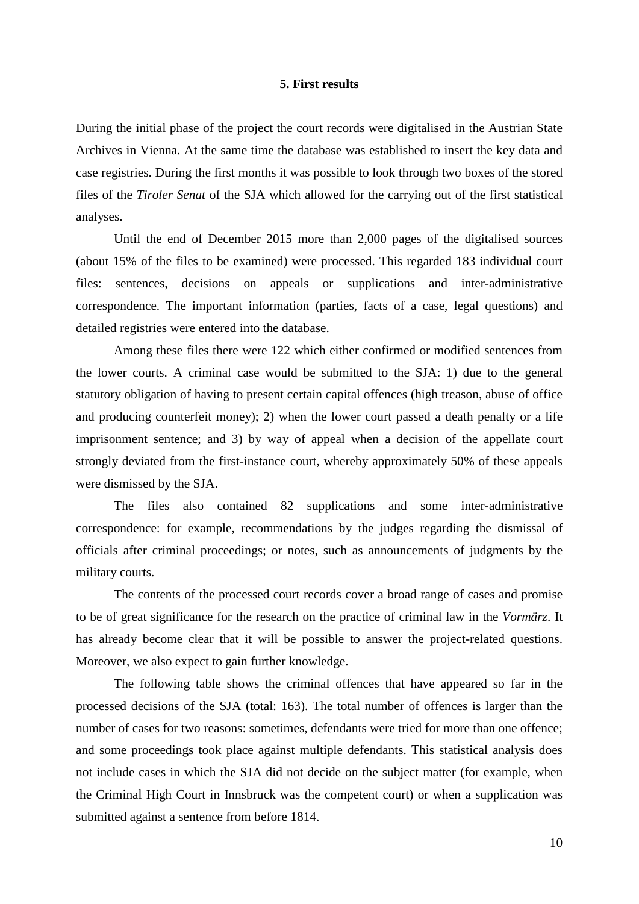## 5. First results

During the initial phase of the project the court records were digitalised in the Austrian State Archives in Vienna. At the same time the database was established to insert the key data and case registries. During the first months it was possible to look through two boxes of the stored files of the *Tiroler Senat* of the SJA which allowed for the carrying out of the first statistical analyses.

Until the end of December 2015 more than 2,000 pages of the digitalised sources (about 15% of the files to be examined) were processed. This regarded 183 individual court files: sentences, decisions on appeals or supplications and inter-administrative correspondence. The important information (parties, facts of a case, legal questions) and detailed registries were entered into the database.

Among these files there were 122 which either confirmed or modified sentences from the lower courts. A criminal case would be submitted to the SJA: 1) due to the general statutory obligation of having to present certain capital offences (high treason, abuse of office and producing counterfeit money); 2) when the lower court passed a death penalty or a life imprisonment sentence; and 3) by way of appeal when a decision of the appellate court strongly deviated from the first-instance court, whereby approximately 50% of these appeals were dismissed by the SJA.

The files also contained 82 supplications and some inter-administrative correspondence: for example, recommendations by the judges regarding the dismissal of officials after criminal proceedings; or notes, such as announcements of judgments by the military courts.

The contents of the processed court records cover a broad range of cases and promise to be of great significance for the research on the practice of criminal law in the *Vormärz*. It has already become clear that it will be possible to answer the project-related questions. Moreover, we also expect to gain further knowledge.

The following table shows the criminal offences that have appeared so far in the processed decisions of the SJA (total: 163). The total number of offences is larger than the number of cases for two reasons: sometimes, defendants were tried for more than one offence; and some proceedings took place against multiple defendants. This statistical analysis does not include cases in which the SJA did not decide on the subject matter (for example, when the Criminal High Court in Innsbruck was the competent court) or when a supplication was submitted against a sentence from before 1814.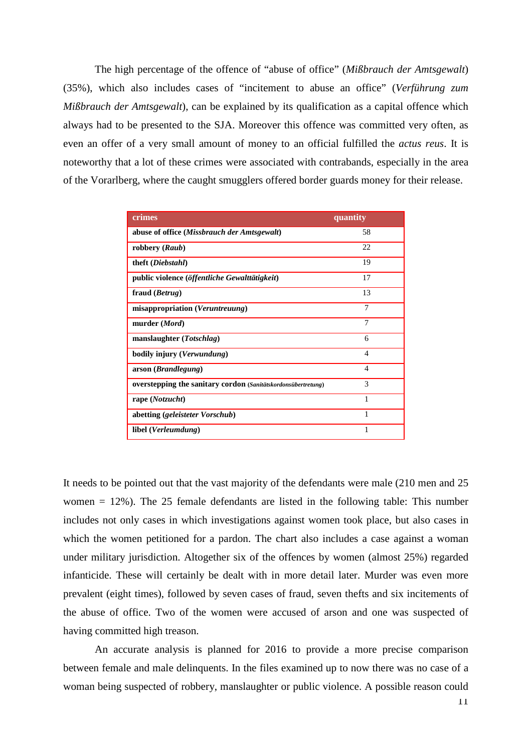The high percentage of the offence of "abuse of office" (*Mißbrauch der Amtsgewalt*) (35%), which also includes cases of "incitement to abuse an office" (*Verführung zum Mißbrauch der Amtsgewalt*), can be explained by its qualification as a capital offence which always had to be presented to the SJA. Moreover this offence was committed very often, as even an offer of a very small amount of money to an official fulfilled the *actus reus*. It is noteworthy that a lot of these crimes were associated with contrabands, especially in the area of the Vorarlberg, where the caught smugglers offered border guards money for their release.

| crimes | quantity |
|---|---|
| **abuse of office (*Missbrauch der Amtsgewalt*)** | 58 |
| **robbery (*Raub*)** | 22 |
| **theft (*Diebstahl*)** | 19 |
| **public violence (*öffentliche Gewalttätigkeit*)** | 17 |
| **fraud (*Betrug*)** | 13 |
| **misappropriation (*Veruntreuung*)** | 7 |
| **murder (*Mord*)** | 7 |
| **manslaughter (*Totschlag*)** | 6 |
| **bodily injury (*Verwundung*)** | 4 |
| **arson (*Brandlegung*)** | 4 |
| **overstepping the sanitary cordon (*Sanitätskordonsübertretung*)** | 3 |
| **rape (*Notzucht*)** | 1 |
| **abetting (*geleisteter Vorschub*)** | 1 |
| **libel (*Verleumdung*)** | 1 |

It needs to be pointed out that the vast majority of the defendants were male (210 men and 25 women = 12%). The 25 female defendants are listed in the following table: This number includes not only cases in which investigations against women took place, but also cases in which the women petitioned for a pardon. The chart also includes a case against a woman under military jurisdiction. Altogether six of the offences by women (almost 25%) regarded infanticide. These will certainly be dealt with in more detail later. Murder was even more prevalent (eight times), followed by seven cases of fraud, seven thefts and six incitements of the abuse of office. Two of the women were accused of arson and one was suspected of having committed high treason.

An accurate analysis is planned for 2016 to provide a more precise comparison between female and male delinquents. In the files examined up to now there was no case of a woman being suspected of robbery, manslaughter or public violence. A possible reason could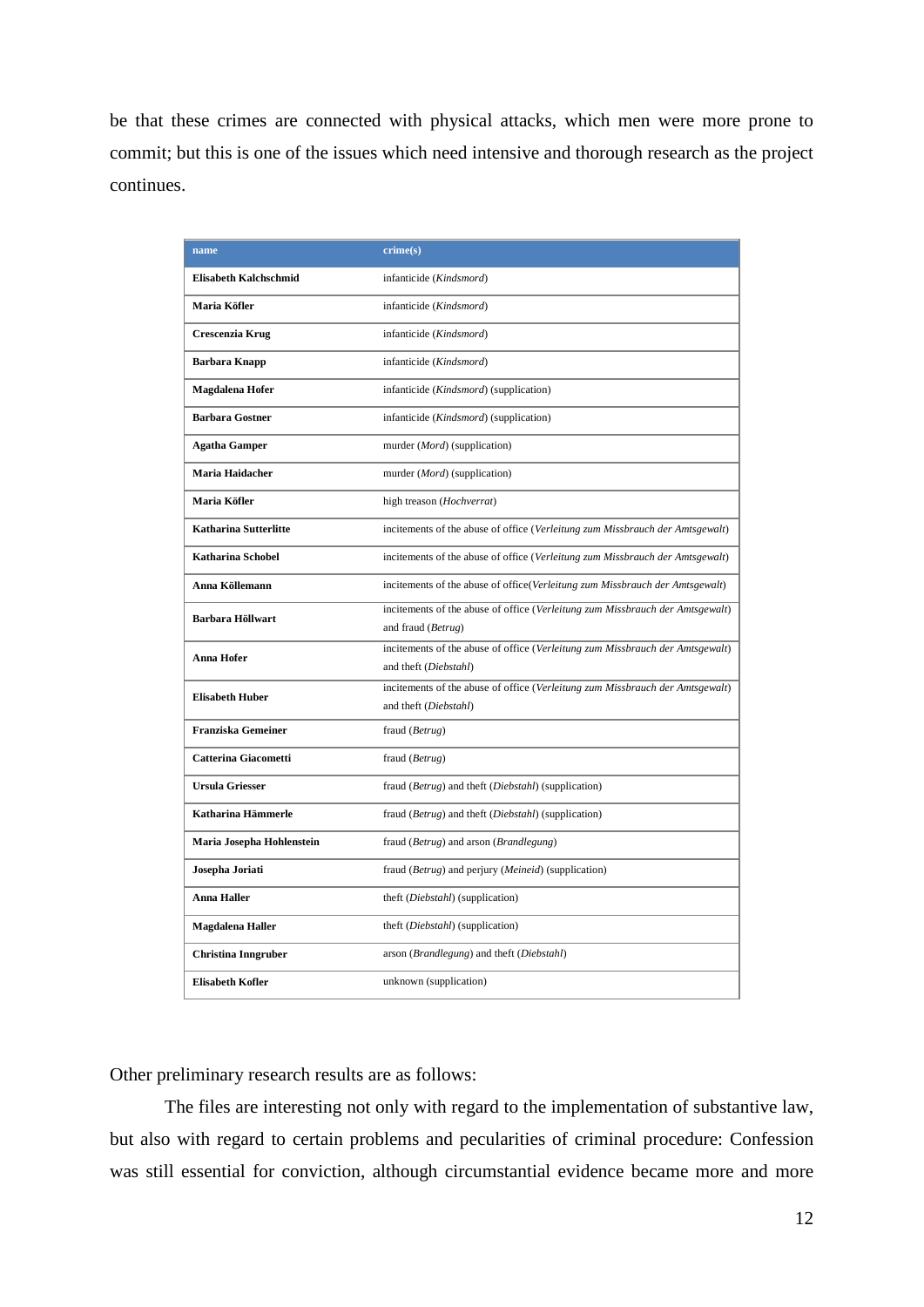be that these crimes are connected with physical attacks, which men were more prone to commit; but this is one of the issues which need intensive and thorough research as the project continues.

| name | crime(s) |
|---|---|
| **Elisabeth Kalchschmid** | infanticide (*Kindsmord*) |
| **Maria Köfler** | infanticide (*Kindsmord*) |
| **Crescenzia Krug** | infanticide (*Kindsmord*) |
| **Barbara Knapp** | infanticide (*Kindsmord*) |
| **Magdalena Hofer** | infanticide (*Kindsmord*) (supplication) |
| **Barbara Gostner** | infanticide (*Kindsmord*) (supplication) |
| **Agatha Gamper** | murder (*Mord*) (supplication) |
| **Maria Haidacher** | murder (*Mord*) (supplication) |
| **Maria Köfler** | high treason (*Hochverrat*) |
| **Katharina Sutterlitte** | incitements of the abuse of office (*Verleitung zum Missbrauch der Amtsgewalt*) |
| **Katharina Schobel** | incitements of the abuse of office (*Verleitung zum Missbrauch der Amtsgewalt*) |
| **Anna Köllemann** | incitements of the abuse of office(*Verleitung zum Missbrauch der Amtsgewalt*) |
| **Barbara Höllwart** | incitements of the abuse of office (*Verleitung zum Missbrauch der Amtsgewalt*) and fraud (*Betrug*) |
| **Anna Hofer** | incitements of the abuse of office (*Verleitung zum Missbrauch der Amtsgewalt*) and theft (*Diebstahl*) |
| **Elisabeth Huber** | incitements of the abuse of office (*Verleitung zum Missbrauch der Amtsgewalt*) and theft (*Diebstahl*) |
| **Franziska Gemeiner** | fraud (*Betrug*) |
| **Catterina Giacometti** | fraud (*Betrug*) |
| **Ursula Griesser** | fraud (*Betrug*) and theft (*Diebstahl*) (supplication) |
| **Katharina Hämmerle** | fraud (*Betrug*) and theft (*Diebstahl*) (supplication) |
| **Maria Josepha Hohlenstein** | fraud (*Betrug*) and arson (*Brandlegung*) |
| **Josepha Joriati** | fraud (*Betrug*) and perjury (*Meineid*) (supplication) |
| **Anna Haller** | theft (*Diebstahl*) (supplication) |
| **Magdalena Haller** | theft (*Diebstahl*) (supplication) |
| **Christina Inngruber** | arson (*Brandlegung*) and theft (*Diebstahl*) |
| **Elisabeth Kofler** | unknown (supplication) |

Other preliminary research results are as follows:

The files are interesting not only with regard to the implementation of substantive law, but also with regard to certain problems and pecularities of criminal procedure: Confession was still essential for conviction, although circumstantial evidence became more and more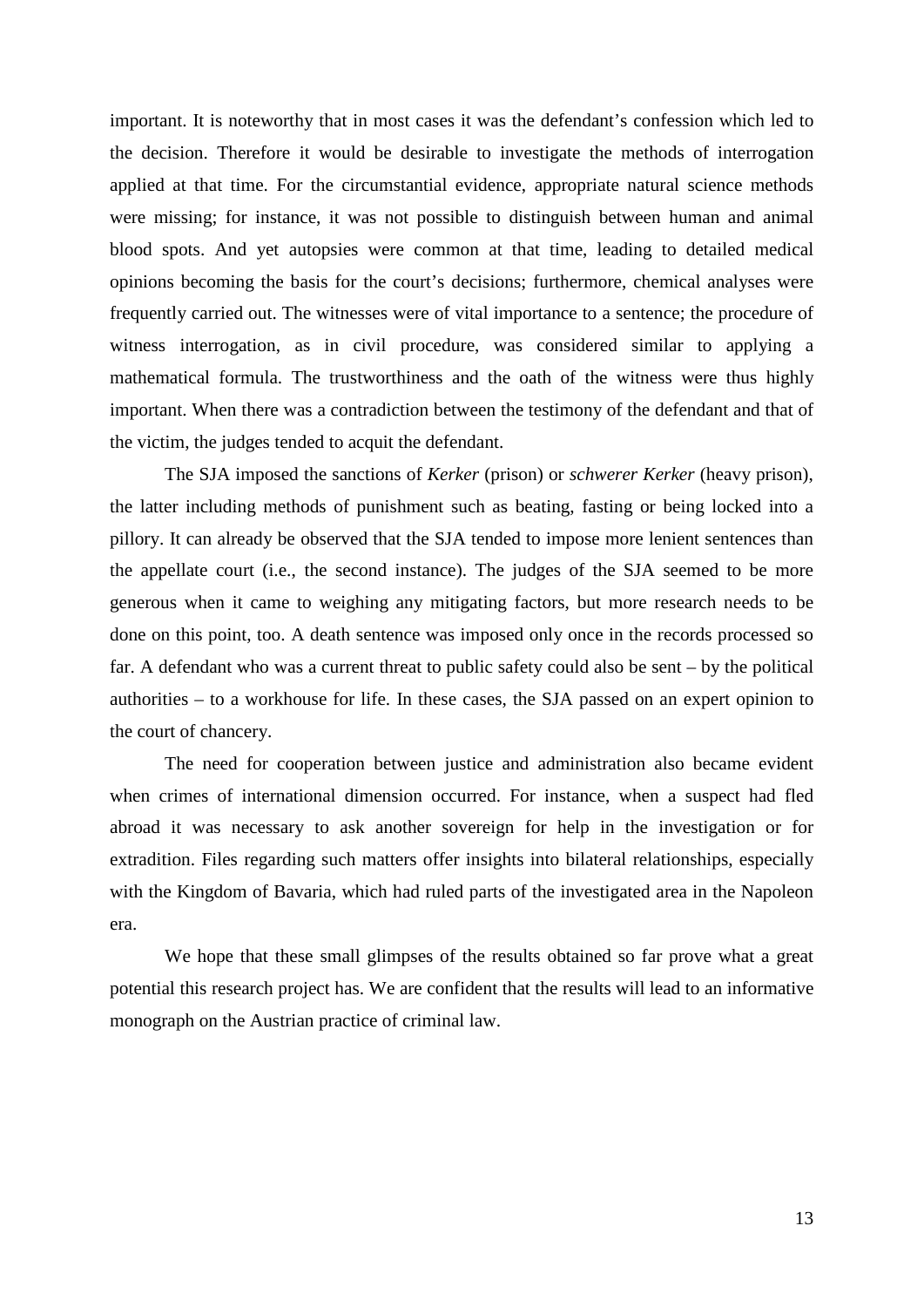important. It is noteworthy that in most cases it was the defendant's confession which led to the decision. Therefore it would be desirable to investigate the methods of interrogation applied at that time. For the circumstantial evidence, appropriate natural science methods were missing; for instance, it was not possible to distinguish between human and animal blood spots. And yet autopsies were common at that time, leading to detailed medical opinions becoming the basis for the court's decisions; furthermore, chemical analyses were frequently carried out. The witnesses were of vital importance to a sentence; the procedure of witness interrogation, as in civil procedure, was considered similar to applying a mathematical formula. The trustworthiness and the oath of the witness were thus highly important. When there was a contradiction between the testimony of the defendant and that of the victim, the judges tended to acquit the defendant.

The SJA imposed the sanctions of *Kerker* (prison) or *schwerer Kerker* (heavy prison), the latter including methods of punishment such as beating, fasting or being locked into a pillory. It can already be observed that the SJA tended to impose more lenient sentences than the appellate court (i.e., the second instance). The judges of the SJA seemed to be more generous when it came to weighing any mitigating factors, but more research needs to be done on this point, too. A death sentence was imposed only once in the records processed so far. A defendant who was a current threat to public safety could also be sent – by the political authorities – to a workhouse for life. In these cases, the SJA passed on an expert opinion to the court of chancery.

The need for cooperation between justice and administration also became evident when crimes of international dimension occurred. For instance, when a suspect had fled abroad it was necessary to ask another sovereign for help in the investigation or for extradition. Files regarding such matters offer insights into bilateral relationships, especially with the Kingdom of Bavaria, which had ruled parts of the investigated area in the Napoleon era.

We hope that these small glimpses of the results obtained so far prove what a great potential this research project has. We are confident that the results will lead to an informative monograph on the Austrian practice of criminal law.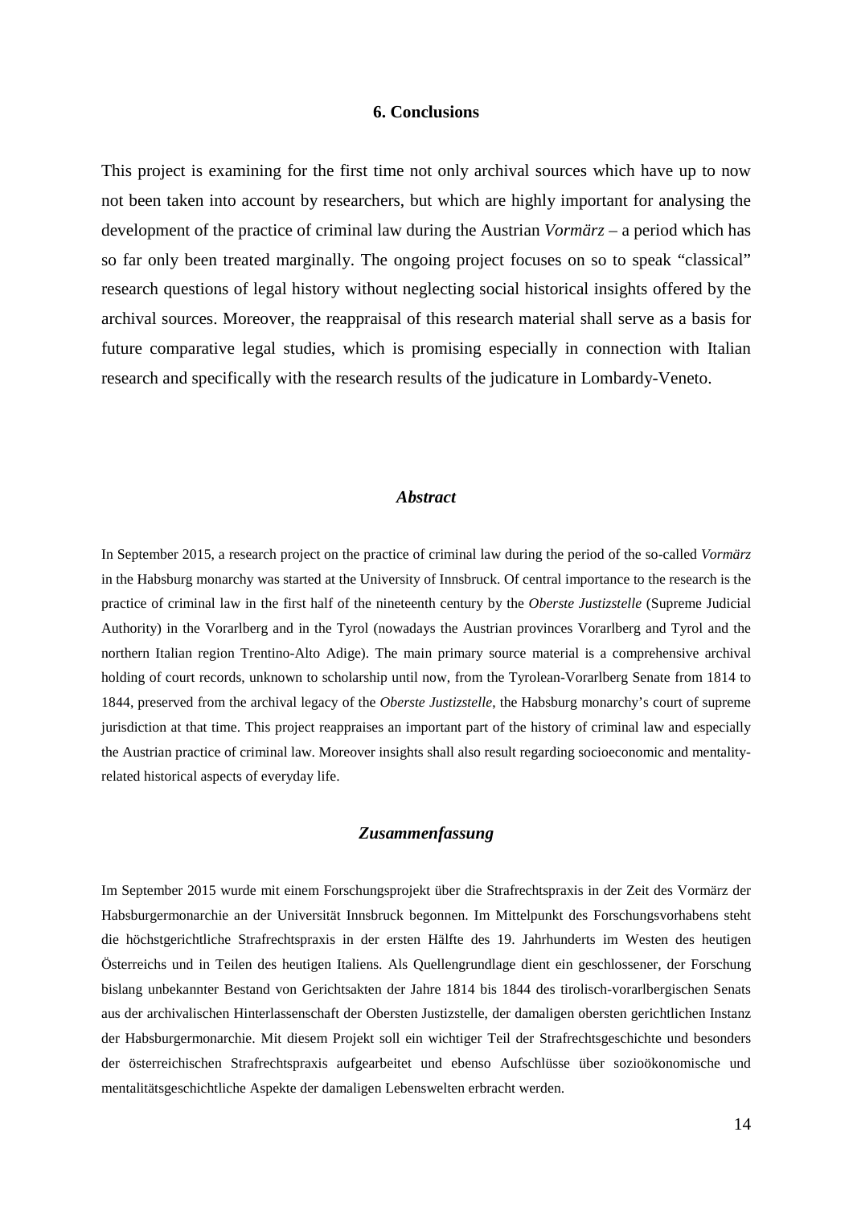## 6. Conclusions

This project is examining for the first time not only archival sources which have up to now not been taken into account by researchers, but which are highly important for analysing the development of the practice of criminal law during the Austrian *Vormärz* – a period which has so far only been treated marginally. The ongoing project focuses on so to speak "classical" research questions of legal history without neglecting social historical insights offered by the archival sources. Moreover, the reappraisal of this research material shall serve as a basis for future comparative legal studies, which is promising especially in connection with Italian research and specifically with the research results of the judicature in Lombardy-Veneto.

### *Abstract*

In September 2015, a research project on the practice of criminal law during the period of the so-called *Vormärz* in the Habsburg monarchy was started at the University of Innsbruck. Of central importance to the research is the practice of criminal law in the first half of the nineteenth century by the *Oberste Justizstelle* (Supreme Judicial Authority) in the Vorarlberg and in the Tyrol (nowadays the Austrian provinces Vorarlberg and Tyrol and the northern Italian region Trentino-Alto Adige). The main primary source material is a comprehensive archival holding of court records, unknown to scholarship until now, from the Tyrolean-Vorarlberg Senate from 1814 to 1844, preserved from the archival legacy of the *Oberste Justizstelle*, the Habsburg monarchy's court of supreme jurisdiction at that time. This project reappraises an important part of the history of criminal law and especially the Austrian practice of criminal law. Moreover insights shall also result regarding socioeconomic and mentality-related historical aspects of everyday life.

### *Zusammenfassung*

Im September 2015 wurde mit einem Forschungsprojekt über die Strafrechtspraxis in der Zeit des Vormärz der Habsburgermonarchie an der Universität Innsbruck begonnen. Im Mittelpunkt des Forschungsvorhabens steht die höchstgerichtliche Strafrechtspraxis in der ersten Hälfte des 19. Jahrhunderts im Westen des heutigen Österreichs und in Teilen des heutigen Italiens. Als Quellengrundlage dient ein geschlossener, der Forschung bislang unbekannter Bestand von Gerichtsakten der Jahre 1814 bis 1844 des tirolisch-vorarlbergischen Senats aus der archivalischen Hinterlassenschaft der Obersten Justizstelle, der damaligen obersten gerichtlichen Instanz der Habsburgermonarchie. Mit diesem Projekt soll ein wichtiger Teil der Strafrechtsgeschichte und besonders der österreichischen Strafrechtspraxis aufgearbeitet und ebenso Aufschlüsse über sozioökonomische und mentalitätsgeschichtliche Aspekte der damaligen Lebenswelten erbracht werden.